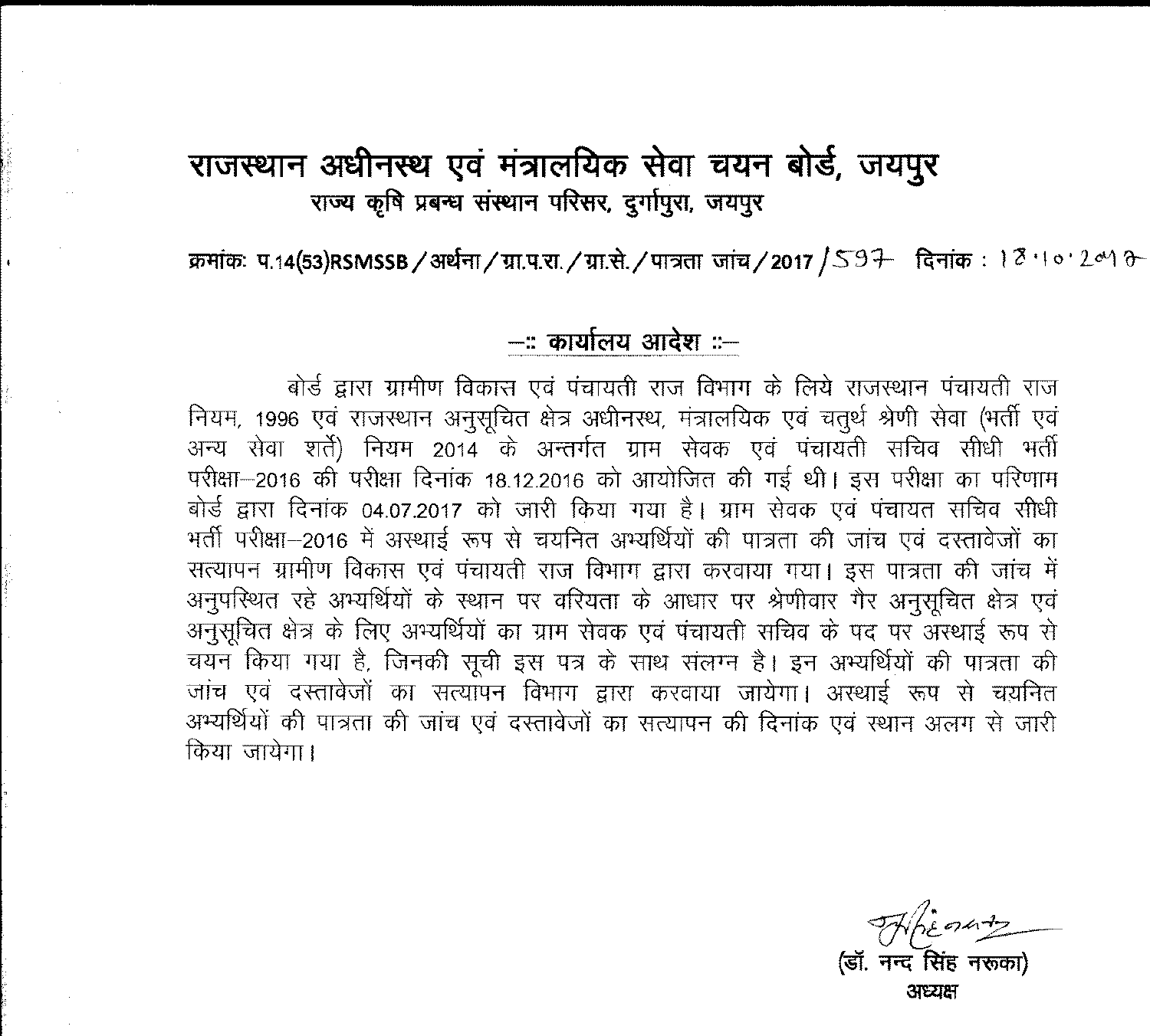# राजस्थान अधीनस्थ एवं मंत्रालयिक सेवा चयन बोर्ड, जयपुर

### राज्य कृषि प्रबन्ध संस्थान परिसर, दुर्गापुरा, जयपुर

क्रमांकः प.14(53)RSMSSB/अर्थना/ग्रा.प.रा./ग्रा.से./पात्रता जांच/2017/597 दिनांक : 18.10.2017

## —:: कार्यालय आदेश ::—

बोर्ड द्वारा ग्रामीण विकास एवं पंचायती राज विभाग के लिये राजस्थान पंचायती राज नियम, 1996 एवं राजस्थान अनुसूचित क्षेत्र अधीनस्थ, मंत्रालयिक एवं चतुर्थ श्रेणी सेवा (भर्ती एवं अन्य सेवा शर्तें) नियम 2014 के अन्तर्गत ग्राम सेवक एवं पंचायती सचिव सीधी भर्ती परीक्षा–2016 की परीक्षा दिनांक 18.12.2016 को आयोजित की गई थी। इस परीक्षा का परिणाम बोर्ड द्वारा दिनांक 04.07.2017 को जारी किया गया है। ग्राम सेवक एवं पंचायत सचिव सीधी भर्ती परीक्षा–2016 में अस्थाई रूप से चयनित अभ्यर्थियों की पात्रता की जांच एवं दस्तावेजों का सत्यापन ग्रामीण विकास एवं पंचायती राज विभाग द्वारा करवाया गया। इस पात्रता की जांच में अनुपस्थित रहे अभ्यर्थियों के स्थान पर वरियता के आधार पर श्रेणीवार गैर अनुसूचित क्षेत्र एवं अनुसूचित क्षेत्र के लिए अभ्यर्थियों का ग्राम सेवक एवं पंचायती सचिव के पद पर अस्थाई रूप से चयन किया गया है, जिनकी सूची इस पत्र के साथ संलग्न है। इन अभ्यर्थियों की पात्रता की जांच एवं दस्तावेजों का सत्यापन विभाग द्वारा करवाया जायेगा। अस्थाई रूप से चयनित अभ्यर्थियों की पात्रता की जांच एवं दस्तावेजों का सत्यापन की दिनांक एवं स्थान अलग से जारी किया जायेगा।

(डॉ. नन्द सिंह नरुका)
अध्यक्ष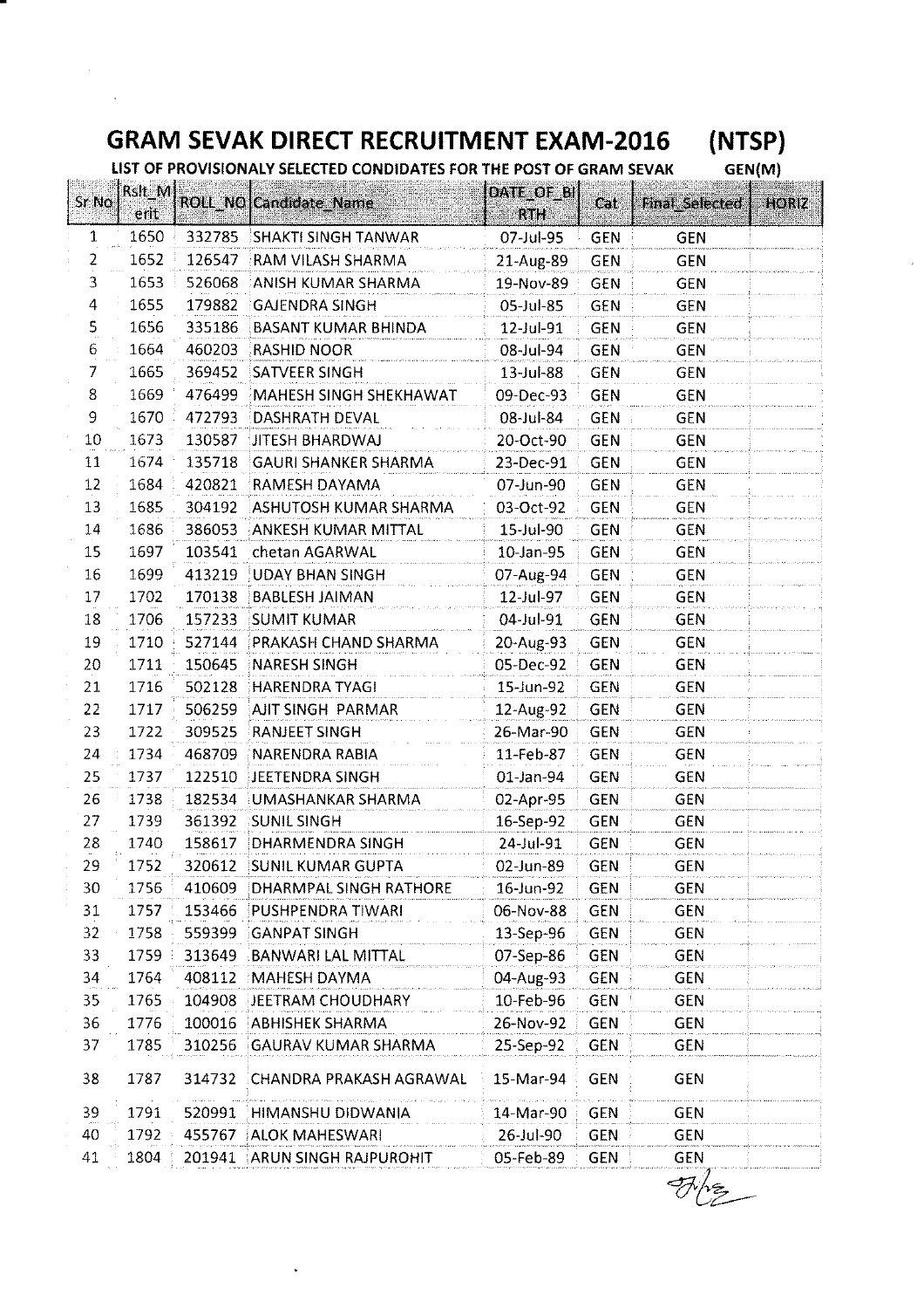# GRAM SEVAK DIRECT RECRUITMENT EXAM-2016 (NTSP)

LIST OF PROVISIONALY SELECTED CONDIDATES FOR THE POST OF GRAM SEVAK GEN(M)

| Sr No | Rslt_Merit | ROLL_NO | Candidate_Name | DATE_OF_BIRTH | Cat | Final_Selected | HORIZ |
|---|---|---|---|---|---|---|---|
| 1 | 1650 | 332785 | SHAKTI SINGH TANWAR | 07-Jul-95 | GEN | GEN | |
| 2 | 1652 | 126547 | RAM VILASH SHARMA | 21-Aug-89 | GEN | GEN | |
| 3 | 1653 | 526068 | ANISH KUMAR SHARMA | 19-Nov-89 | GEN | GEN | |
| 4 | 1655 | 179882 | GAJENDRA SINGH | 05-Jul-85 | GEN | GEN | |
| 5 | 1656 | 335186 | BASANT KUMAR BHINDA | 12-Jul-91 | GEN | GEN | |
| 6 | 1664 | 460203 | RASHID NOOR | 08-Jul-94 | GEN | GEN | |
| 7 | 1665 | 369452 | SATVEER SINGH | 13-Jul-88 | GEN | GEN | |
| 8 | 1669 | 476499 | MAHESH SINGH SHEKHAWAT | 09-Dec-93 | GEN | GEN | |
| 9 | 1670 | 472793 | DASHRATH DEVAL | 08-Jul-84 | GEN | GEN | |
| 10 | 1673 | 130587 | JITESH BHARDWAJ | 20-Oct-90 | GEN | GEN | |
| 11 | 1674 | 135718 | GAURI SHANKER SHARMA | 23-Dec-91 | GEN | GEN | |
| 12 | 1684 | 420821 | RAMESH DAYAMA | 07-Jun-90 | GEN | GEN | |
| 13 | 1685 | 304192 | ASHUTOSH KUMAR SHARMA | 03-Oct-92 | GEN | GEN | |
| 14 | 1686 | 386053 | ANKESH KUMAR MITTAL | 15-Jul-90 | GEN | GEN | |
| 15 | 1697 | 103541 | chetan AGARWAL | 10-Jan-95 | GEN | GEN | |
| 16 | 1699 | 413219 | UDAY BHAN SINGH | 07-Aug-94 | GEN | GEN | |
| 17 | 1702 | 170138 | BABLESH JAIMAN | 12-Jul-97 | GEN | GEN | |
| 18 | 1706 | 157233 | SUMIT KUMAR | 04-Jul-91 | GEN | GEN | |
| 19 | 1710 | 527144 | PRAKASH CHAND SHARMA | 20-Aug-93 | GEN | GEN | |
| 20 | 1711 | 150645 | NARESH SINGH | 05-Dec-92 | GEN | GEN | |
| 21 | 1716 | 502128 | HARENDRA TYAGI | 15-Jun-92 | GEN | GEN | |
| 22 | 1717 | 506259 | AJIT SINGH PARMAR | 12-Aug-92 | GEN | GEN | |
| 23 | 1722 | 309525 | RANJEET SINGH | 26-Mar-90 | GEN | GEN | |
| 24 | 1734 | 468709 | NARENDRA RABIA | 11-Feb-87 | GEN | GEN | |
| 25 | 1737 | 122510 | JEETENDRA SINGH | 01-Jan-94 | GEN | GEN | |
| 26 | 1738 | 182534 | UMASHANKAR SHARMA | 02-Apr-95 | GEN | GEN | |
| 27 | 1739 | 361392 | SUNIL SINGH | 16-Sep-92 | GEN | GEN | |
| 28 | 1740 | 158617 | DHARMENDRA SINGH | 24-Jul-91 | GEN | GEN | |
| 29 | 1752 | 320612 | SUNIL KUMAR GUPTA | 02-Jun-89 | GEN | GEN | |
| 30 | 1756 | 410609 | DHARMPAL SINGH RATHORE | 16-Jun-92 | GEN | GEN | |
| 31 | 1757 | 153466 | PUSHPENDRA TIWARI | 06-Nov-88 | GEN | GEN | |
| 32 | 1758 | 559399 | GANPAT SINGH | 13-Sep-96 | GEN | GEN | |
| 33 | 1759 | 313649 | BANWARI LAL MITTAL | 07-Sep-86 | GEN | GEN | |
| 34 | 1764 | 408112 | MAHESH DAYMA | 04-Aug-93 | GEN | GEN | |
| 35 | 1765 | 104908 | JEETRAM CHOUDHARY | 10-Feb-96 | GEN | GEN | |
| 36 | 1776 | 100016 | ABHISHEK SHARMA | 26-Nov-92 | GEN | GEN | |
| 37 | 1785 | 310256 | GAURAV KUMAR SHARMA | 25-Sep-92 | GEN | GEN | |
| 38 | 1787 | 314732 | CHANDRA PRAKASH AGRAWAL | 15-Mar-94 | GEN | GEN | |
| 39 | 1791 | 520991 | HIMANSHU DIDWANIA | 14-Mar-90 | GEN | GEN | |
| 40 | 1792 | 455767 | ALOK MAHESWARI | 26-Jul-90 | GEN | GEN | |
| 41 | 1804 | 201941 | ARUN SINGH RAJPUROHIT | 05-Feb-89 | GEN | GEN | |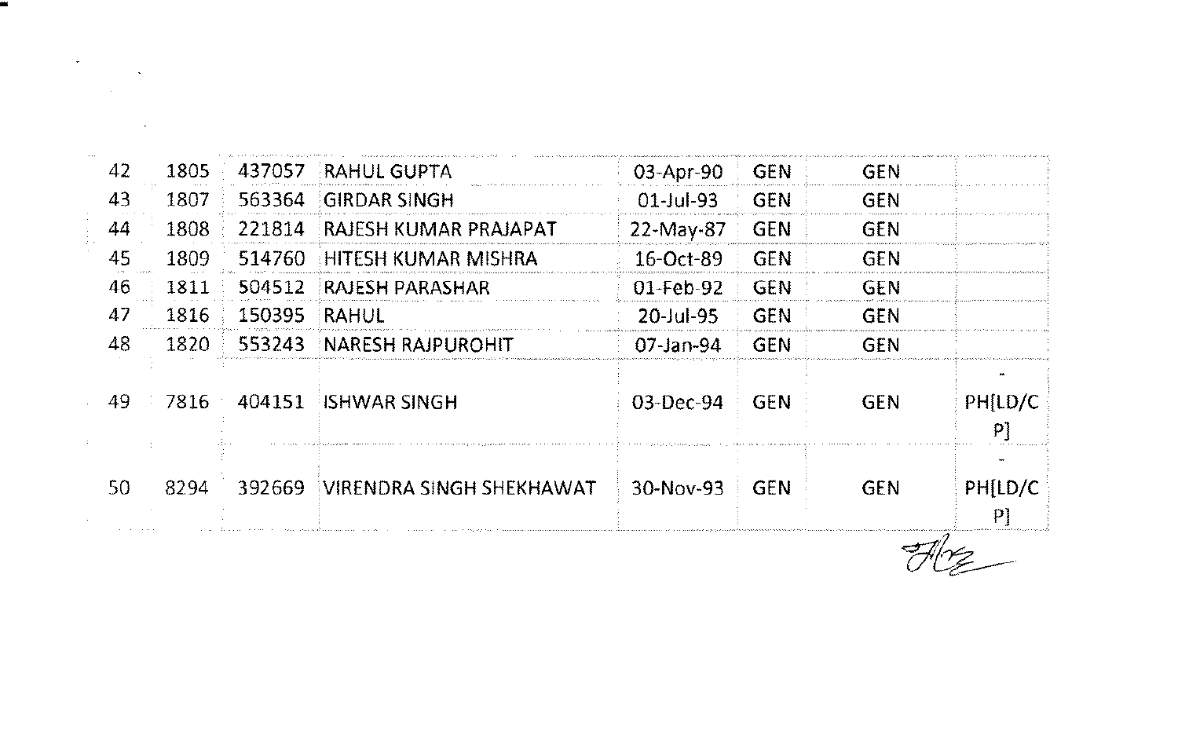| | | | | | | | |
|---|---|---|---|---|---|---|---|
| 42 | 1805 | 437057 | RAHUL GUPTA | 03-Apr-90 | GEN | GEN | |
| 43 | 1807 | 563364 | GIRDAR SINGH | 01-Jul-93 | GEN | GEN | |
| 44 | 1808 | 221814 | RAJESH KUMAR PRAJAPAT | 22-May-87 | GEN | GEN | |
| 45 | 1809 | 514760 | HITESH KUMAR MISHRA | 16-Oct-89 | GEN | GEN | |
| 46 | 1811 | 504512 | RAJESH PARASHAR | 01-Feb-92 | GEN | GEN | |
| 47 | 1816 | 150395 | RAHUL | 20-Jul-95 | GEN | GEN | |
| 48 | 1820 | 553243 | NARESH RAJPUROHIT | 07-Jan-94 | GEN | GEN | |
| 49 | 7816 | 404151 | ISHWAR SINGH | 03-Dec-94 | GEN | GEN | PH[LD/CP] |
| 50 | 8294 | 392669 | VIRENDRA SINGH SHEKHAWAT | 30-Nov-93 | GEN | GEN | PH[LD/CP] |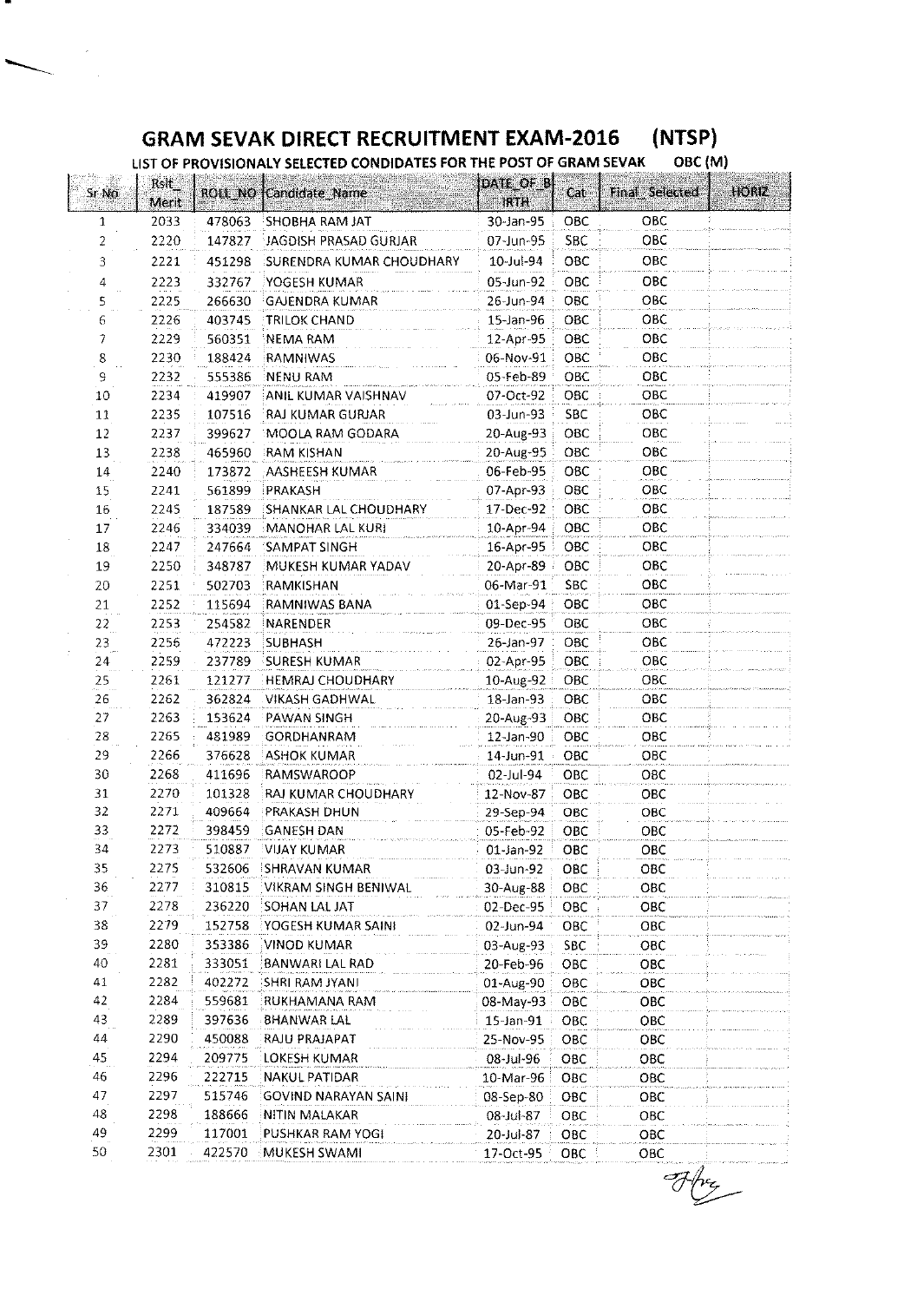# GRAM SEVAK DIRECT RECRUITMENT EXAM-2016 (NTSP)

LIST OF PROVISIONALY SELECTED CONDIDATES FOR THE POST OF GRAM SEVAK OBC (M)

| Sr No | Rslt_ Merit | ROLL_NO | Candidate_Name | DATE_OF_BIRTH | Cat | Final_Selected | HORIZ |
|---|---|---|---|---|---|---|---|
| 1 | 2033 | 478063 | SHOBHA RAM JAT | 30-Jan-95 | OBC | OBC | |
| 2 | 2220 | 147827 | JAGDISH PRASAD GURJAR | 07-Jun-95 | SBC | OBC | |
| 3 | 2221 | 451298 | SURENDRA KUMAR CHOUDHARY | 10-Jul-94 | OBC | OBC | |
| 4 | 2223 | 332767 | YOGESH KUMAR | 05-Jun-92 | OBC | OBC | |
| 5 | 2225 | 266630 | GAJENDRA KUMAR | 26-Jun-94 | OBC | OBC | |
| 6 | 2226 | 403745 | TRILOK CHAND | 15-Jan-96 | OBC | OBC | |
| 7 | 2229 | 560351 | NEMA RAM | 12-Apr-95 | OBC | OBC | |
| 8 | 2230 | 188424 | RAMNIWAS | 06-Nov-91 | OBC | OBC | |
| 9 | 2232 | 555386 | NENU RAM | 05-Feb-89 | OBC | OBC | |
| 10 | 2234 | 419907 | ANIL KUMAR VAISHNAV | 07-Oct-92 | OBC | OBC | |
| 11 | 2235 | 107516 | RAJ KUMAR GURJAR | 03-Jun-93 | SBC | OBC | |
| 12 | 2237 | 399627 | MOOLA RAM GODARA | 20-Aug-93 | OBC | OBC | |
| 13 | 2238 | 465960 | RAM KISHAN | 20-Aug-95 | OBC | OBC | |
| 14 | 2240 | 173872 | AASHEESH KUMAR | 06-Feb-95 | OBC | OBC | |
| 15 | 2241 | 561899 | PRAKASH | 07-Apr-93 | OBC | OBC | |
| 16 | 2245 | 187589 | SHANKAR LAL CHOUDHARY | 17-Dec-92 | OBC | OBC | |
| 17 | 2246 | 334039 | MANOHAR LAL KURI | 10-Apr-94 | OBC | OBC | |
| 18 | 2247 | 247664 | SAMPAT SINGH | 16-Apr-95 | OBC | OBC | |
| 19 | 2250 | 348787 | MUKESH KUMAR YADAV | 20-Apr-89 | OBC | OBC | |
| 20 | 2251 | 502703 | RAMKISHAN | 06-Mar-91 | SBC | OBC | |
| 21 | 2252 | 115694 | RAMNIWAS BANA | 01-Sep-94 | OBC | OBC | |
| 22 | 2253 | 254582 | NARENDER | 09-Dec-95 | OBC | OBC | |
| 23 | 2256 | 472223 | SUBHASH | 26-Jan-97 | OBC | OBC | |
| 24 | 2259 | 237789 | SURESH KUMAR | 02-Apr-95 | OBC | OBC | |
| 25 | 2261 | 121277 | HEMRAJ CHOUDHARY | 10-Aug-92 | OBC | OBC | |
| 26 | 2262 | 362824 | VIKASH GADHWAL | 18-Jan-93 | OBC | OBC | |
| 27 | 2263 | 153624 | PAWAN SINGH | 20-Aug-93 | OBC | OBC | |
| 28 | 2265 | 481989 | GORDHANRAM | 12-Jan-90 | OBC | OBC | |
| 29 | 2266 | 376628 | ASHOK KUMAR | 14-Jun-91 | OBC | OBC | |
| 30 | 2268 | 411696 | RAMSWAROOP | 02-Jul-94 | OBC | OBC | |
| 31 | 2270 | 101328 | RAJ KUMAR CHOUDHARY | 12-Nov-87 | OBC | OBC | |
| 32 | 2271 | 409664 | PRAKASH DHUN | 29-Sep-94 | OBC | OBC | |
| 33 | 2272 | 398459 | GANESH DAN | 05-Feb-92 | OBC | OBC | |
| 34 | 2273 | 510887 | VIJAY KUMAR | 01-Jan-92 | OBC | OBC | |
| 35 | 2275 | 532606 | SHRAVAN KUMAR | 03-Jun-92 | OBC | OBC | |
| 36 | 2277 | 310815 | VIKRAM SINGH BENIWAL | 30-Aug-88 | OBC | OBC | |
| 37 | 2278 | 236220 | SOHAN LAL JAT | 02-Dec-95 | OBC | OBC | |
| 38 | 2279 | 152758 | YOGESH KUMAR SAINI | 02-Jun-94 | OBC | OBC | |
| 39 | 2280 | 353386 | VINOD KUMAR | 03-Aug-93 | SBC | OBC | |
| 40 | 2281 | 333051 | BANWARI LAL RAD | 20-Feb-96 | OBC | OBC | |
| 41 | 2282 | 402272 | SHRI RAM JYANI | 01-Aug-90 | OBC | OBC | |
| 42 | 2284 | 559681 | RUKHAMANA RAM | 08-May-93 | OBC | OBC | |
| 43 | 2289 | 397636 | BHANWAR LAL | 15-Jan-91 | OBC | OBC | |
| 44 | 2290 | 450088 | RAJU PRAJAPAT | 25-Nov-95 | OBC | OBC | |
| 45 | 2294 | 209775 | LOKESH KUMAR | 08-Jul-96 | OBC | OBC | |
| 46 | 2296 | 222715 | NAKUL PATIDAR | 10-Mar-96 | OBC | OBC | |
| 47 | 2297 | 515746 | GOVIND NARAYAN SAINI | 08-Sep-80 | OBC | OBC | |
| 48 | 2298 | 188666 | NITIN MALAKAR | 08-Jul-87 | OBC | OBC | |
| 49 | 2299 | 117001 | PUSHKAR RAM YOGI | 20-Jul-87 | OBC | OBC | |
| 50 | 2301 | 422570 | MUKESH SWAMI | 17-Oct-95 | OBC | OBC | |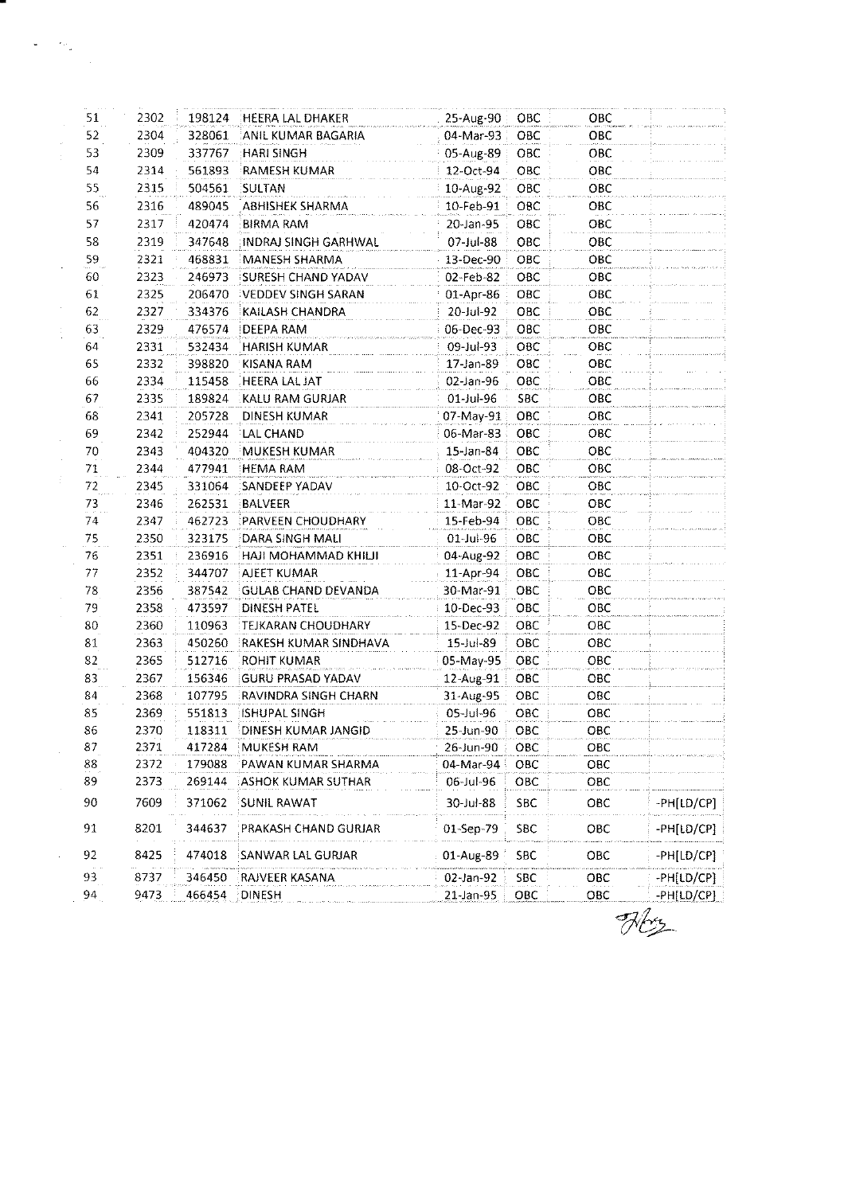| | | | | | | | |
|---|---|---|---|---|---|---|---|
| 51 | 2302 | 198124 | HEERA LAL DHAKER | 25-Aug-90 | OBC | OBC | |
| 52 | 2304 | 328061 | ANIL KUMAR BAGARIA | 04-Mar-93 | OBC | OBC | |
| 53 | 2309 | 337767 | HARI SINGH | 05-Aug-89 | OBC | OBC | |
| 54 | 2314 | 561893 | RAMESH KUMAR | 12-Oct-94 | OBC | OBC | |
| 55 | 2315 | 504561 | SULTAN | 10-Aug-92 | OBC | OBC | |
| 56 | 2316 | 489045 | ABHISHEK SHARMA | 10-Feb-91 | OBC | OBC | |
| 57 | 2317 | 420474 | BIRMA RAM | 20-Jan-95 | OBC | OBC | |
| 58 | 2319 | 347648 | INDRAJ SINGH GARHWAL | 07-Jul-88 | OBC | OBC | |
| 59 | 2321 | 468831 | MANESH SHARMA | 13-Dec-90 | OBC | OBC | |
| 60 | 2323 | 246973 | SURESH CHAND YADAV | 02-Feb-82 | OBC | OBC | |
| 61 | 2325 | 206470 | VEDDEV SINGH SARAN | 01-Apr-86 | OBC | OBC | |
| 62 | 2327 | 334376 | KAILASH CHANDRA | 20-Jul-92 | OBC | OBC | |
| 63 | 2329 | 476574 | DEEPA RAM | 06-Dec-93 | OBC | OBC | |
| 64 | 2331 | 532434 | HARISH KUMAR | 09-Jul-93 | OBC | OBC | |
| 65 | 2332 | 398820 | KISANA RAM | 17-Jan-89 | OBC | OBC | |
| 66 | 2334 | 115458 | HEERA LAL JAT | 02-Jan-96 | OBC | OBC | |
| 67 | 2335 | 189824 | KALU RAM GURJAR | 01-Jul-96 | SBC | OBC | |
| 68 | 2341 | 205728 | DINESH KUMAR | 07-May-91 | OBC | OBC | |
| 69 | 2342 | 252944 | LAL CHAND | 06-Mar-83 | OBC | OBC | |
| 70 | 2343 | 404320 | MUKESH KUMAR | 15-Jan-84 | OBC | OBC | |
| 71 | 2344 | 477941 | HEMA RAM | 08-Oct-92 | OBC | OBC | |
| 72 | 2345 | 331064 | SANDEEP YADAV | 10-Oct-92 | OBC | OBC | |
| 73 | 2346 | 262531 | BALVEER | 11-Mar-92 | OBC | OBC | |
| 74 | 2347 | 462723 | PARVEEN CHOUDHARY | 15-Feb-94 | OBC | OBC | |
| 75 | 2350 | 323175 | DARA SINGH MALI | 01-Jul-96 | OBC | OBC | |
| 76 | 2351 | 236916 | HAJI MOHAMMAD KHILJI | 04-Aug-92 | OBC | OBC | |
| 77 | 2352 | 344707 | AJEET KUMAR | 11-Apr-94 | OBC | OBC | |
| 78 | 2356 | 387542 | GULAB CHAND DEVANDA | 30-Mar-91 | OBC | OBC | |
| 79 | 2358 | 473597 | DINESH PATEL | 10-Dec-93 | OBC | OBC | |
| 80 | 2360 | 110963 | TEJKARAN CHOUDHARY | 15-Dec-92 | OBC | OBC | |
| 81 | 2363 | 450260 | RAKESH KUMAR SINDHAVA | 15-Jul-89 | OBC | OBC | |
| 82 | 2365 | 512716 | ROHIT KUMAR | 05-May-95 | OBC | OBC | |
| 83 | 2367 | 156346 | GURU PRASAD YADAV | 12-Aug-91 | OBC | OBC | |
| 84 | 2368 | 107795 | RAVINDRA SINGH CHARN | 31-Aug-95 | OBC | OBC | |
| 85 | 2369 | 551813 | ISHUPAL SINGH | 05-Jul-96 | OBC | OBC | |
| 86 | 2370 | 118311 | DINESH KUMAR JANGID | 25-Jun-90 | OBC | OBC | |
| 87 | 2371 | 417284 | MUKESH RAM | 26-Jun-90 | OBC | OBC | |
| 88 | 2372 | 179088 | PAWAN KUMAR SHARMA | 04-Mar-94 | OBC | OBC | |
| 89 | 2373 | 269144 | ASHOK KUMAR SUTHAR | 06-Jul-96 | OBC | OBC | |
| 90 | 7609 | 371062 | SUNIL RAWAT | 30-Jul-88 | SBC | OBC | -PH[LD/CP] |
| 91 | 8201 | 344637 | PRAKASH CHAND GURJAR | 01-Sep-79 | SBC | OBC | -PH[LD/CP] |
| 92 | 8425 | 474018 | SANWAR LAL GURJAR | 01-Aug-89 | SBC | OBC | -PH[LD/CP] |
| 93 | 8737 | 346450 | RAJVEER KASANA | 02-Jan-92 | SBC | OBC | -PH[LD/CP] |
| 94 | 9473 | 466454 | DINESH | 21-Jan-95 | OBC | OBC | -PH[LD/CP] |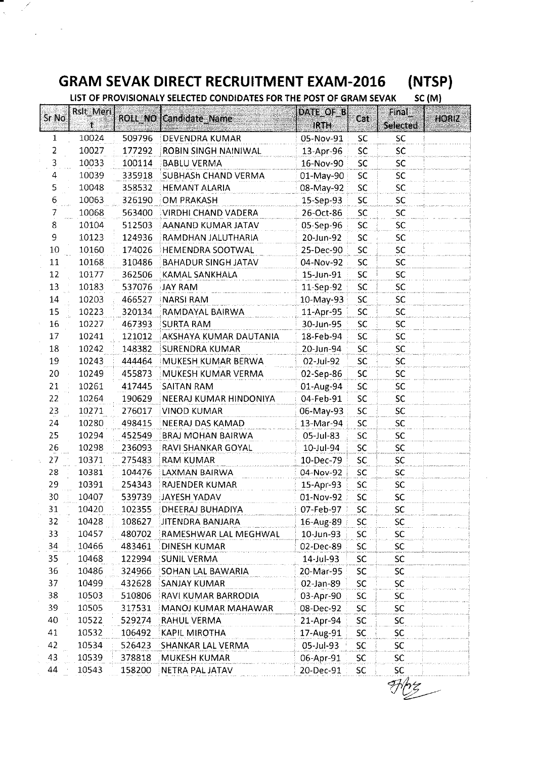# GRAM SEVAK DIRECT RECRUITMENT EXAM-2016 (NTSP)

LIST OF PROVISIONALY SELECTED CONDIDATES FOR THE POST OF GRAM SEVAK SC (M)

| Sr No | Rslt_Merit | ROLL_NO | Candidate_Name | DATE_OF_BIRTH | Cat | Final_Selected | HORIZ |
|---|---|---|---|---|---|---|---|
| 1 | 10024 | 509796 | DEVENDRA KUMAR | 05-Nov-91 | SC | SC | |
| 2 | 10027 | 177292 | ROBIN SINGH NAINIWAL | 13-Apr-96 | SC | SC | |
| 3 | 10033 | 100114 | BABLU VERMA | 16-Nov-90 | SC | SC | |
| 4 | 10039 | 335918 | SUBHASh CHAND VERMA | 01-May-90 | SC | SC | |
| 5 | 10048 | 358532 | HEMANT ALARIA | 08-May-92 | SC | SC | |
| 6 | 10063 | 326190 | OM PRAKASH | 15-Sep-93 | SC | SC | |
| 7 | 10068 | 563400 | VIRDHI CHAND VADERA | 26-Oct-86 | SC | SC | |
| 8 | 10104 | 512503 | AANAND KUMAR JATAV | 05-Sep-96 | SC | SC | |
| 9 | 10123 | 124936 | RAMDHAN JALUTHARIA | 20-Jun-92 | SC | SC | |
| 10 | 10160 | 174026 | HEMENDRA SOOTWAL | 25-Dec-90 | SC | SC | |
| 11 | 10168 | 310486 | BAHADUR SINGH JATAV | 04-Nov-92 | SC | SC | |
| 12 | 10177 | 362506 | KAMAL SANKHALA | 15-Jun-91 | SC | SC | |
| 13 | 10183 | 537076 | JAY RAM | 11-Sep-92 | SC | SC | |
| 14 | 10203 | 466527 | NARSI RAM | 10-May-93 | SC | SC | |
| 15 | 10223 | 320134 | RAMDAYAL BAIRWA | 11-Apr-95 | SC | SC | |
| 16 | 10227 | 467393 | SURTA RAM | 30-Jun-95 | SC | SC | |
| 17 | 10241 | 121012 | AKSHAYA KUMAR DAUTANIA | 18-Feb-94 | SC | SC | |
| 18 | 10242 | 148382 | SURENDRA KUMAR | 20-Jun-94 | SC | SC | |
| 19 | 10243 | 444464 | MUKESH KUMAR BERWA | 02-Jul-92 | SC | SC | |
| 20 | 10249 | 455873 | MUKESH KUMAR VERMA | 02-Sep-86 | SC | SC | |
| 21 | 10261 | 417445 | SAITAN RAM | 01-Aug-94 | SC | SC | |
| 22 | 10264 | 190629 | NEERAJ KUMAR HINDONIYA | 04-Feb-91 | SC | SC | |
| 23 | 10271 | 276017 | VINOD KUMAR | 06-May-93 | SC | SC | |
| 24 | 10280 | 498415 | NEERAJ DAS KAMAD | 13-Mar-94 | SC | SC | |
| 25 | 10294 | 452549 | BRAJ MOHAN BAIRWA | 05-Jul-83 | SC | SC | |
| 26 | 10298 | 236093 | RAVI SHANKAR GOYAL | 10-Jul-94 | SC | SC | |
| 27 | 10371 | 275483 | RAM KUMAR | 10-Dec-79 | SC | SC | |
| 28 | 10381 | 104476 | LAXMAN BAIRWA | 04-Nov-92 | SC | SC | |
| 29 | 10391 | 254343 | RAJENDER KUMAR | 15-Apr-93 | SC | SC | |
| 30 | 10407 | 539739 | JAYESH YADAV | 01-Nov-92 | SC | SC | |
| 31 | 10420 | 102355 | DHEERAJ BUHADIYA | 07-Feb-97 | SC | SC | |
| 32 | 10428 | 108627 | JITENDRA BANJARA | 16-Aug-89 | SC | SC | |
| 33 | 10457 | 480702 | RAMESHWAR LAL MEGHWAL | 10-Jun-93 | SC | SC | |
| 34 | 10466 | 483461 | DINESH KUMAR | 02-Dec-89 | SC | SC | |
| 35 | 10468 | 122994 | SUNIL VERMA | 14-Jul-93 | SC | SC | |
| 36 | 10486 | 324966 | SOHAN LAL BAWARIA | 20-Mar-95 | SC | SC | |
| 37 | 10499 | 432628 | SANJAY KUMAR | 02-Jan-89 | SC | SC | |
| 38 | 10503 | 510806 | RAVI KUMAR BARRODIA | 03-Apr-90 | SC | SC | |
| 39 | 10505 | 317531 | MANOJ KUMAR MAHAWAR | 08-Dec-92 | SC | SC | |
| 40 | 10522 | 529274 | RAHUL VERMA | 21-Apr-94 | SC | SC | |
| 41 | 10532 | 106492 | KAPIL MIROTHA | 17-Aug-91 | SC | SC | |
| 42 | 10534 | 526423 | SHANKAR LAL VERMA | 05-Jul-93 | SC | SC | |
| 43 | 10539 | 378818 | MUKESH KUMAR | 06-Apr-91 | SC | SC | |
| 44 | 10543 | 158200 | NETRA PAL JATAV | 20-Dec-91 | SC | SC | |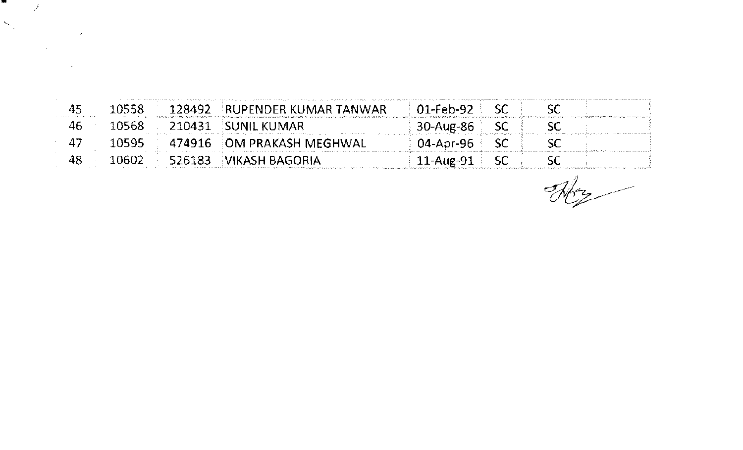| | | | | | | | |
|---|---|---|---|---|---|---|---|
| 45 | 10558 | 128492 | RUPENDER KUMAR TANWAR | 01-Feb-92 | SC | SC | |
| 46 | 10568 | 210431 | SUNIL KUMAR | 30-Aug-86 | SC | SC | |
| 47 | 10595 | 474916 | OM PRAKASH MEGHWAL | 04-Apr-96 | SC | SC | |
| 48 | 10602 | 526183 | VIKASH BAGORIA | 11-Aug-91 | SC | SC | |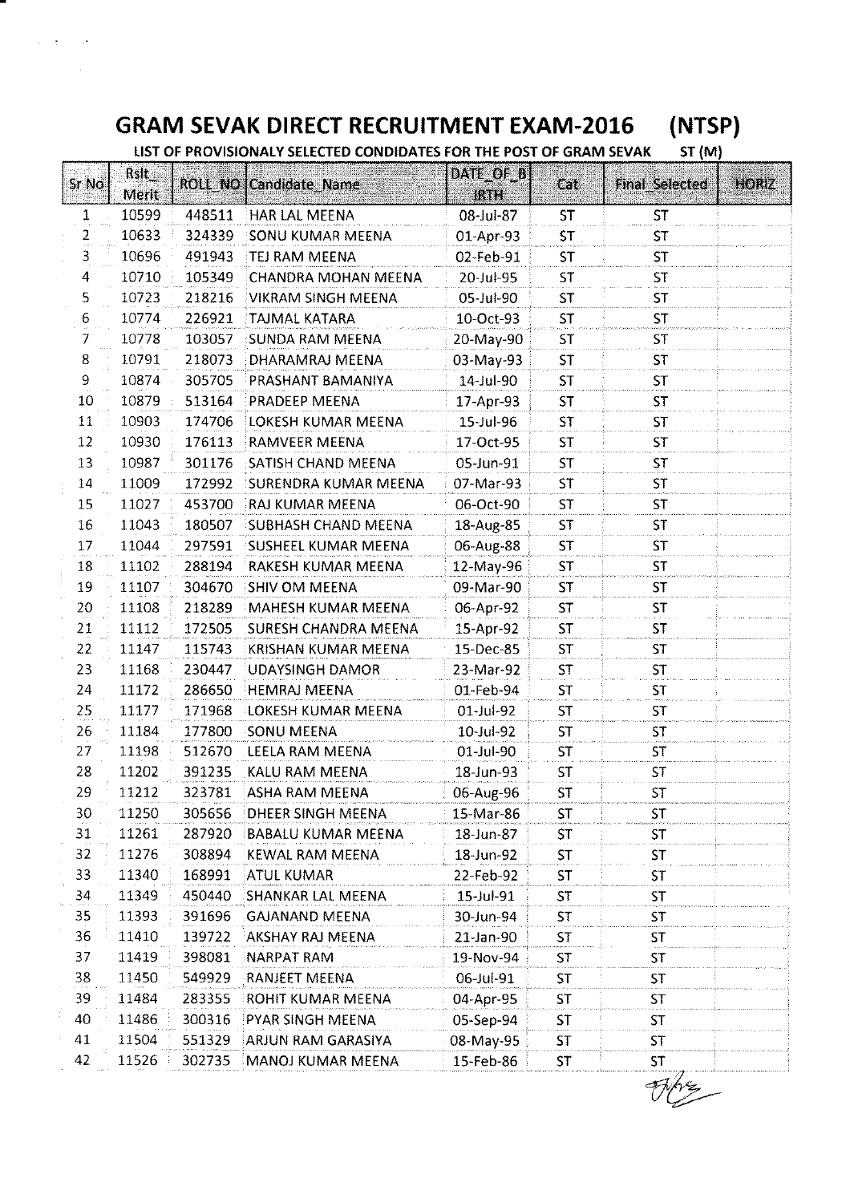# GRAM SEVAK DIRECT RECRUITMENT EXAM-2016 (NTSP)

LIST OF PROVISIONALY SELECTED CONDIDATES FOR THE POST OF GRAM SEVAK ST (M)

| Sr No | Rslt_Merit | ROLL_NO | Candidate_Name | DATE_OF_BIRTH | Cat | Final_Selected | HORIZ |
|---|---|---|---|---|---|---|---|
| 1 | 10599 | 448511 | HAR LAL MEENA | 08-Jul-87 | ST | ST | |
| 2 | 10633 | 324339 | SONU KUMAR MEENA | 01-Apr-93 | ST | ST | |
| 3 | 10696 | 491943 | TEJ RAM MEENA | 02-Feb-91 | ST | ST | |
| 4 | 10710 | 105349 | CHANDRA MOHAN MEENA | 20-Jul-95 | ST | ST | |
| 5 | 10723 | 218216 | VIKRAM SINGH MEENA | 05-Jul-90 | ST | ST | |
| 6 | 10774 | 226921 | TAJMAL KATARA | 10-Oct-93 | ST | ST | |
| 7 | 10778 | 103057 | SUNDA RAM MEENA | 20-May-90 | ST | ST | |
| 8 | 10791 | 218073 | DHARAMRAJ MEENA | 03-May-93 | ST | ST | |
| 9 | 10874 | 305705 | PRASHANT BAMANIYA | 14-Jul-90 | ST | ST | |
| 10 | 10879 | 513164 | PRADEEP MEENA | 17-Apr-93 | ST | ST | |
| 11 | 10903 | 174706 | LOKESH KUMAR MEENA | 15-Jul-96 | ST | ST | |
| 12 | 10930 | 176113 | RAMVEER MEENA | 17-Oct-95 | ST | ST | |
| 13 | 10987 | 301176 | SATISH CHAND MEENA | 05-Jun-91 | ST | ST | |
| 14 | 11009 | 172992 | SURENDRA KUMAR MEENA | 07-Mar-93 | ST | ST | |
| 15 | 11027 | 453700 | RAJ KUMAR MEENA | 06-Oct-90 | ST | ST | |
| 16 | 11043 | 180507 | SUBHASH CHAND MEENA | 18-Aug-85 | ST | ST | |
| 17 | 11044 | 297591 | SUSHEEL KUMAR MEENA | 06-Aug-88 | ST | ST | |
| 18 | 11102 | 288194 | RAKESH KUMAR MEENA | 12-May-96 | ST | ST | |
| 19 | 11107 | 304670 | SHIV OM MEENA | 09-Mar-90 | ST | ST | |
| 20 | 11108 | 218289 | MAHESH KUMAR MEENA | 06-Apr-92 | ST | ST | |
| 21 | 11112 | 172505 | SURESH CHANDRA MEENA | 15-Apr-92 | ST | ST | |
| 22 | 11147 | 115743 | KRISHAN KUMAR MEENA | 15-Dec-85 | ST | ST | |
| 23 | 11168 | 230447 | UDAYSINGH DAMOR | 23-Mar-92 | ST | ST | |
| 24 | 11172 | 286650 | HEMRAJ MEENA | 01-Feb-94 | ST | ST | |
| 25 | 11177 | 171968 | LOKESH KUMAR MEENA | 01-Jul-92 | ST | ST | |
| 26 | 11184 | 177800 | SONU MEENA | 10-Jul-92 | ST | ST | |
| 27 | 11198 | 512670 | LEELA RAM MEENA | 01-Jul-90 | ST | ST | |
| 28 | 11202 | 391235 | KALU RAM MEENA | 18-Jun-93 | ST | ST | |
| 29 | 11212 | 323781 | ASHA RAM MEENA | 06-Aug-96 | ST | ST | |
| 30 | 11250 | 305656 | DHEER SINGH MEENA | 15-Mar-86 | ST | ST | |
| 31 | 11261 | 287920 | BABALU KUMAR MEENA | 18-Jun-87 | ST | ST | |
| 32 | 11276 | 308894 | KEWAL RAM MEENA | 18-Jun-92 | ST | ST | |
| 33 | 11340 | 168991 | ATUL KUMAR | 22-Feb-92 | ST | ST | |
| 34 | 11349 | 450440 | SHANKAR LAL MEENA | 15-Jul-91 | ST | ST | |
| 35 | 11393 | 391696 | GAJANAND MEENA | 30-Jun-94 | ST | ST | |
| 36 | 11410 | 139722 | AKSHAY RAJ MEENA | 21-Jan-90 | ST | ST | |
| 37 | 11419 | 398081 | NARPAT RAM | 19-Nov-94 | ST | ST | |
| 38 | 11450 | 549929 | RANJEET MEENA | 06-Jul-91 | ST | ST | |
| 39 | 11484 | 283355 | ROHIT KUMAR MEENA | 04-Apr-95 | ST | ST | |
| 40 | 11486 | 300316 | PYAR SINGH MEENA | 05-Sep-94 | ST | ST | |
| 41 | 11504 | 551329 | ARJUN RAM GARASIYA | 08-May-95 | ST | ST | |
| 42 | 11526 | 302735 | MANOJ KUMAR MEENA | 15-Feb-86 | ST | ST | |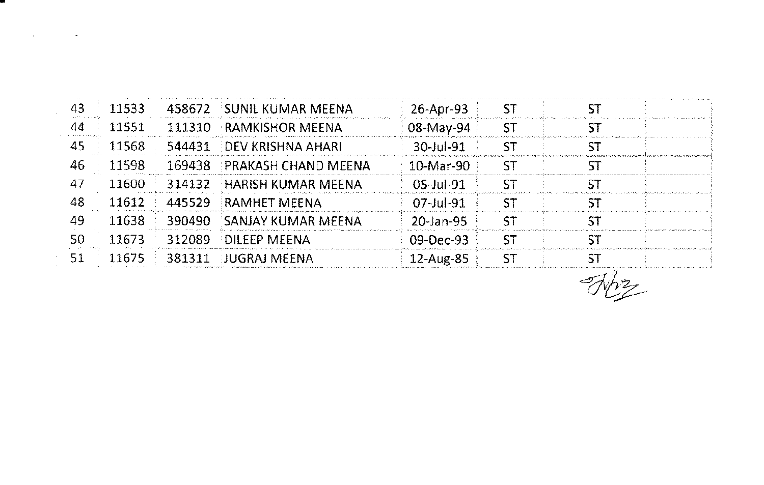| | | | | | | | |
|---|---|---|---|---|---|---|---|
| 43 | 11533 | 458672 | SUNIL KUMAR MEENA | 26-Apr-93 | ST | ST | |
| 44 | 11551 | 111310 | RAMKISHOR MEENA | 08-May-94 | ST | ST | |
| 45 | 11568 | 544431 | DEV KRISHNA AHARI | 30-Jul-91 | ST | ST | |
| 46 | 11598 | 169438 | PRAKASH CHAND MEENA | 10-Mar-90 | ST | ST | |
| 47 | 11600 | 314132 | HARISH KUMAR MEENA | 05-Jul-91 | ST | ST | |
| 48 | 11612 | 445529 | RAMHET MEENA | 07-Jul-91 | ST | ST | |
| 49 | 11638 | 390490 | SANJAY KUMAR MEENA | 20-Jan-95 | ST | ST | |
| 50 | 11673 | 312089 | DILEEP MEENA | 09-Dec-93 | ST | ST | |
| 51 | 11675 | 381311 | JUGRAJ MEENA | 12-Aug-85 | ST | ST | |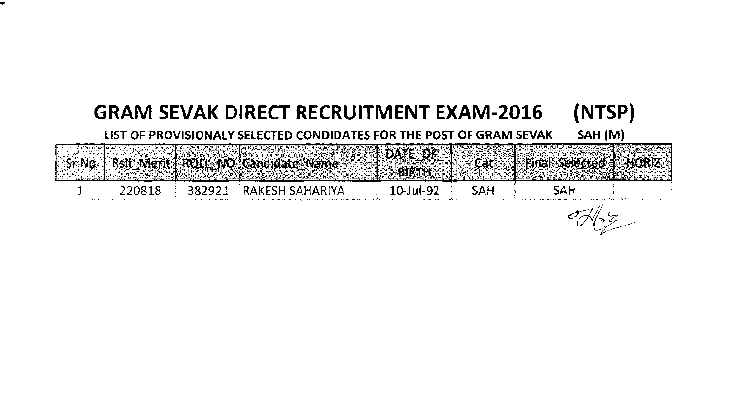# GRAM SEVAK DIRECT RECRUITMENT EXAM-2016 (NTSP)

**LIST OF PROVISIONALY SELECTED CONDIDATES FOR THE POST OF GRAM SEVAK SAH (M)**

| Sr No | Rslt_Merit | ROLL_NO | Candidate_Name | DATE_OF_BIRTH | Cat | Final_Selected | HORIZ |
|---|---|---|---|---|---|---|---|
| 1 | 220818 | 382921 | RAKESH SAHARIYA | 10-Jul-92 | SAH | SAH | |